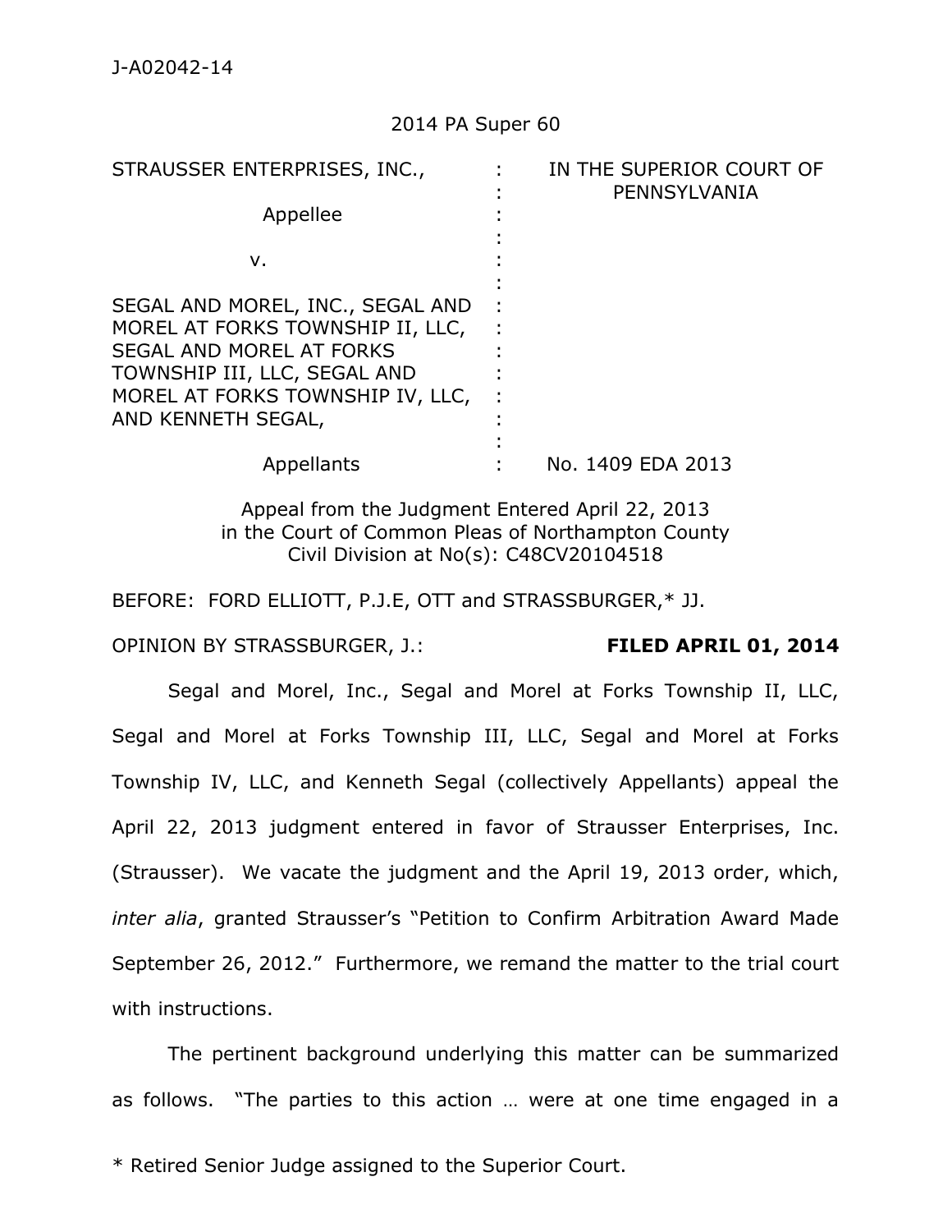J-A02042-14

2014 PA Super 60

| | | |
|---|---|---|
| STRAUSSER ENTERPRISES, INC., | : | IN THE SUPERIOR COURT OF PENNSYLVANIA |
| Appellee | : | |
| v. | : | |
| SEGAL AND MOREL, INC., SEGAL AND MOREL AT FORKS TOWNSHIP II, LLC, SEGAL AND MOREL AT FORKS TOWNSHIP III, LLC, SEGAL AND MOREL AT FORKS TOWNSHIP IV, LLC, AND KENNETH SEGAL, | : | |
| Appellants | : | No. 1409 EDA 2013 |

Appeal from the Judgment Entered April 22, 2013
in the Court of Common Pleas of Northampton County
Civil Division at No(s): C48CV20104518

BEFORE: FORD ELLIOTT, P.J.E, OTT and STRASSBURGER,* JJ.

OPINION BY STRASSBURGER, J.: **FILED APRIL 01, 2014**

Segal and Morel, Inc., Segal and Morel at Forks Township II, LLC, Segal and Morel at Forks Township III, LLC, Segal and Morel at Forks Township IV, LLC, and Kenneth Segal (collectively Appellants) appeal the April 22, 2013 judgment entered in favor of Strausser Enterprises, Inc. (Strausser). We vacate the judgment and the April 19, 2013 order, which, *inter alia*, granted Strausser's "Petition to Confirm Arbitration Award Made September 26, 2012." Furthermore, we remand the matter to the trial court with instructions.

The pertinent background underlying this matter can be summarized as follows. "The parties to this action … were at one time engaged in a

\* Retired Senior Judge assigned to the Superior Court.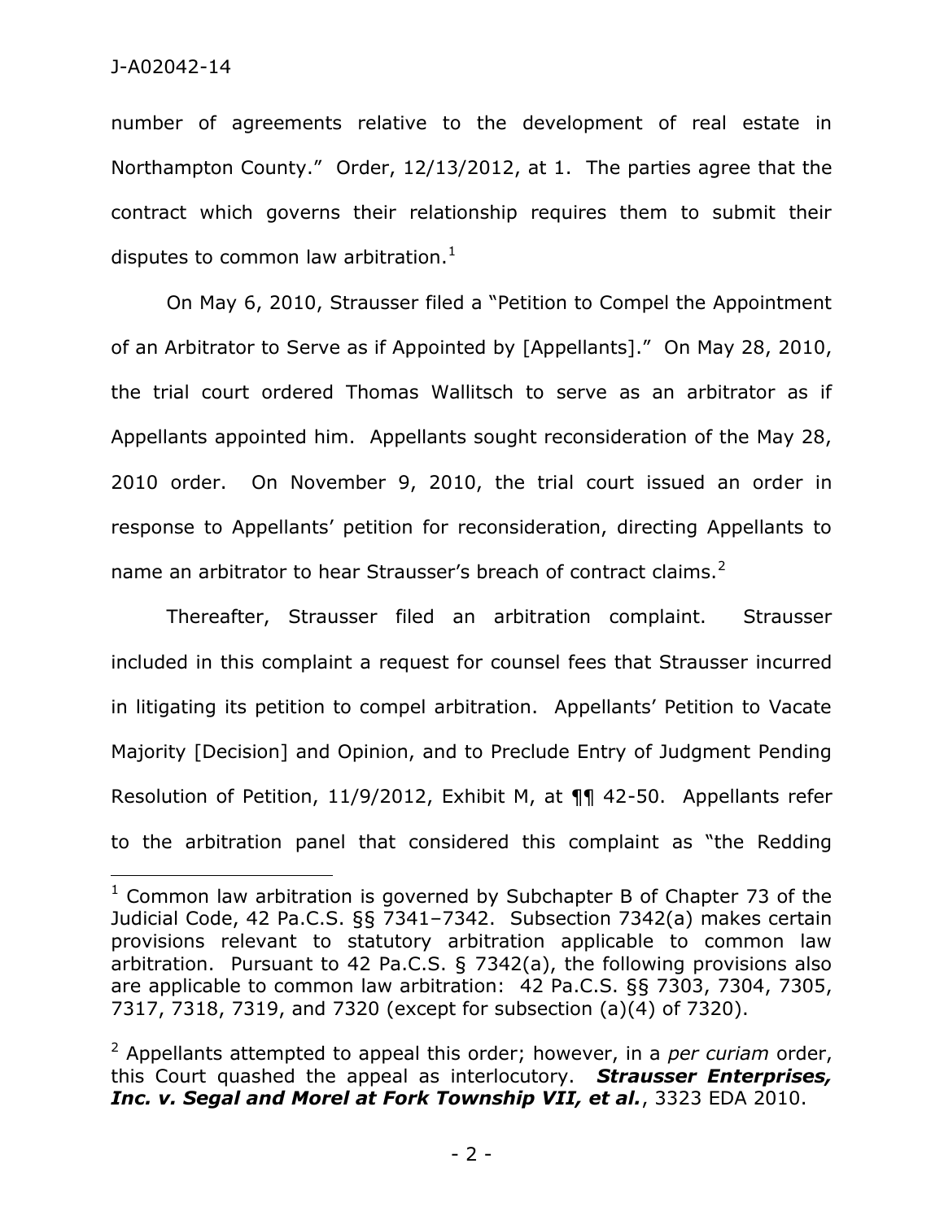number of agreements relative to the development of real estate in Northampton County." Order, 12/13/2012, at 1. The parties agree that the contract which governs their relationship requires them to submit their disputes to common law arbitration.[1]

On May 6, 2010, Strausser filed a "Petition to Compel the Appointment of an Arbitrator to Serve as if Appointed by [Appellants]." On May 28, 2010, the trial court ordered Thomas Wallitsch to serve as an arbitrator as if Appellants appointed him. Appellants sought reconsideration of the May 28, 2010 order. On November 9, 2010, the trial court issued an order in response to Appellants' petition for reconsideration, directing Appellants to name an arbitrator to hear Strausser's breach of contract claims.[2]

Thereafter, Strausser filed an arbitration complaint. Strausser included in this complaint a request for counsel fees that Strausser incurred in litigating its petition to compel arbitration. Appellants' Petition to Vacate Majority [Decision] and Opinion, and to Preclude Entry of Judgment Pending Resolution of Petition, 11/9/2012, Exhibit M, at ¶¶ 42-50. Appellants refer to the arbitration panel that considered this complaint as "the Redding

---

[1] Common law arbitration is governed by Subchapter B of Chapter 73 of the Judicial Code, 42 Pa.C.S. §§ 7341–7342. Subsection 7342(a) makes certain provisions relevant to statutory arbitration applicable to common law arbitration. Pursuant to 42 Pa.C.S. § 7342(a), the following provisions also are applicable to common law arbitration: 42 Pa.C.S. §§ 7303, 7304, 7305, 7317, 7318, 7319, and 7320 (except for subsection (a)(4) of 7320).

[2] Appellants attempted to appeal this order; however, in a *per curiam* order, this Court quashed the appeal as interlocutory. ***Strausser Enterprises, Inc. v. Segal and Morel at Fork Township VII, et al.***, 3323 EDA 2010.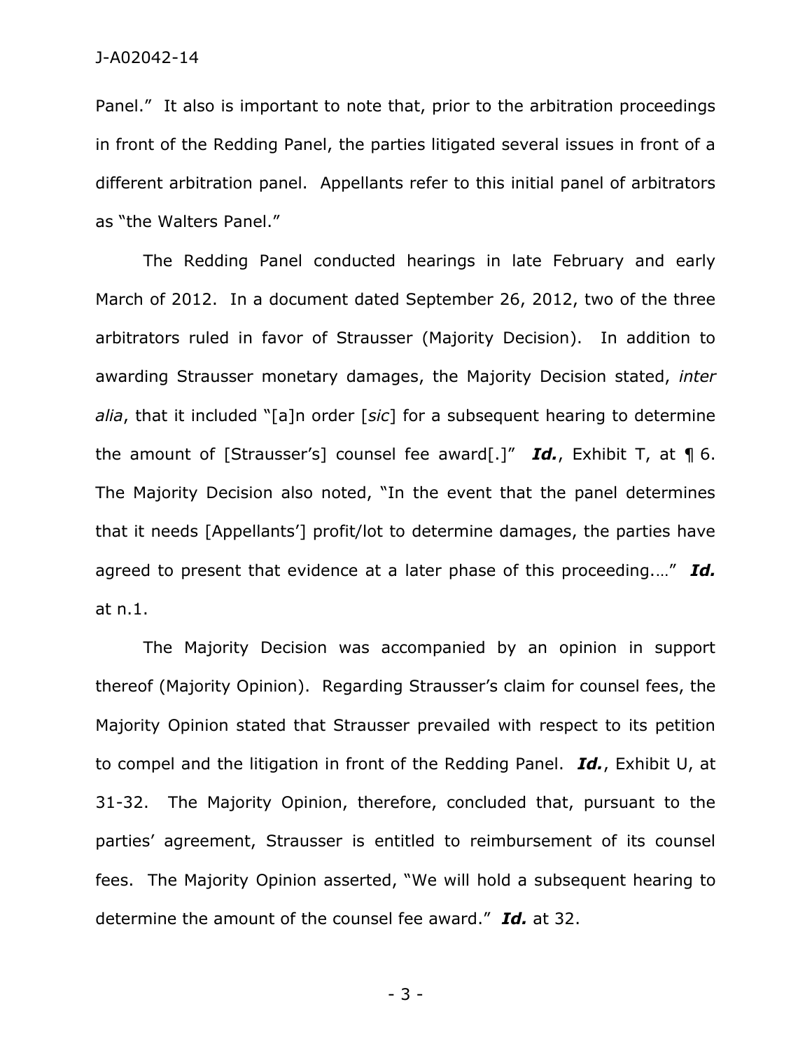Panel." It also is important to note that, prior to the arbitration proceedings in front of the Redding Panel, the parties litigated several issues in front of a different arbitration panel. Appellants refer to this initial panel of arbitrators as "the Walters Panel."

The Redding Panel conducted hearings in late February and early March of 2012. In a document dated September 26, 2012, two of the three arbitrators ruled in favor of Strausser (Majority Decision). In addition to awarding Strausser monetary damages, the Majority Decision stated, *inter alia*, that it included "[a]n order [*sic*] for a subsequent hearing to determine the amount of [Strausser's] counsel fee award[.]" ***Id.***, Exhibit T, at ¶ 6. The Majority Decision also noted, "In the event that the panel determines that it needs [Appellants'] profit/lot to determine damages, the parties have agreed to present that evidence at a later phase of this proceeding.…" ***Id.*** at n.1.

The Majority Decision was accompanied by an opinion in support thereof (Majority Opinion). Regarding Strausser's claim for counsel fees, the Majority Opinion stated that Strausser prevailed with respect to its petition to compel and the litigation in front of the Redding Panel. ***Id.***, Exhibit U, at 31-32. The Majority Opinion, therefore, concluded that, pursuant to the parties' agreement, Strausser is entitled to reimbursement of its counsel fees. The Majority Opinion asserted, "We will hold a subsequent hearing to determine the amount of the counsel fee award." ***Id.*** at 32.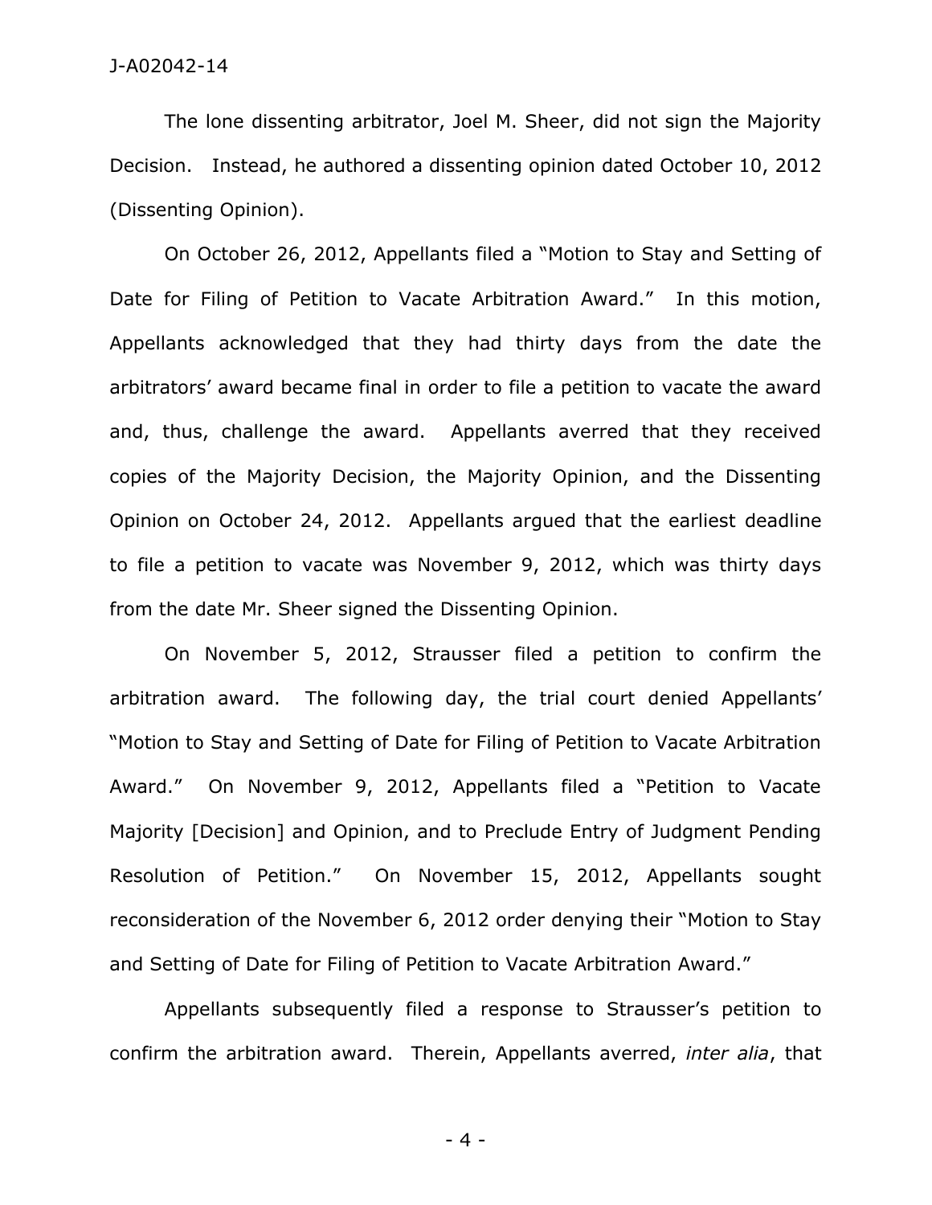The lone dissenting arbitrator, Joel M. Sheer, did not sign the Majority Decision. Instead, he authored a dissenting opinion dated October 10, 2012 (Dissenting Opinion).

On October 26, 2012, Appellants filed a "Motion to Stay and Setting of Date for Filing of Petition to Vacate Arbitration Award." In this motion, Appellants acknowledged that they had thirty days from the date the arbitrators' award became final in order to file a petition to vacate the award and, thus, challenge the award. Appellants averred that they received copies of the Majority Decision, the Majority Opinion, and the Dissenting Opinion on October 24, 2012. Appellants argued that the earliest deadline to file a petition to vacate was November 9, 2012, which was thirty days from the date Mr. Sheer signed the Dissenting Opinion.

On November 5, 2012, Strausser filed a petition to confirm the arbitration award. The following day, the trial court denied Appellants' "Motion to Stay and Setting of Date for Filing of Petition to Vacate Arbitration Award." On November 9, 2012, Appellants filed a "Petition to Vacate Majority [Decision] and Opinion, and to Preclude Entry of Judgment Pending Resolution of Petition." On November 15, 2012, Appellants sought reconsideration of the November 6, 2012 order denying their "Motion to Stay and Setting of Date for Filing of Petition to Vacate Arbitration Award."

Appellants subsequently filed a response to Strausser's petition to confirm the arbitration award. Therein, Appellants averred, *inter alia*, that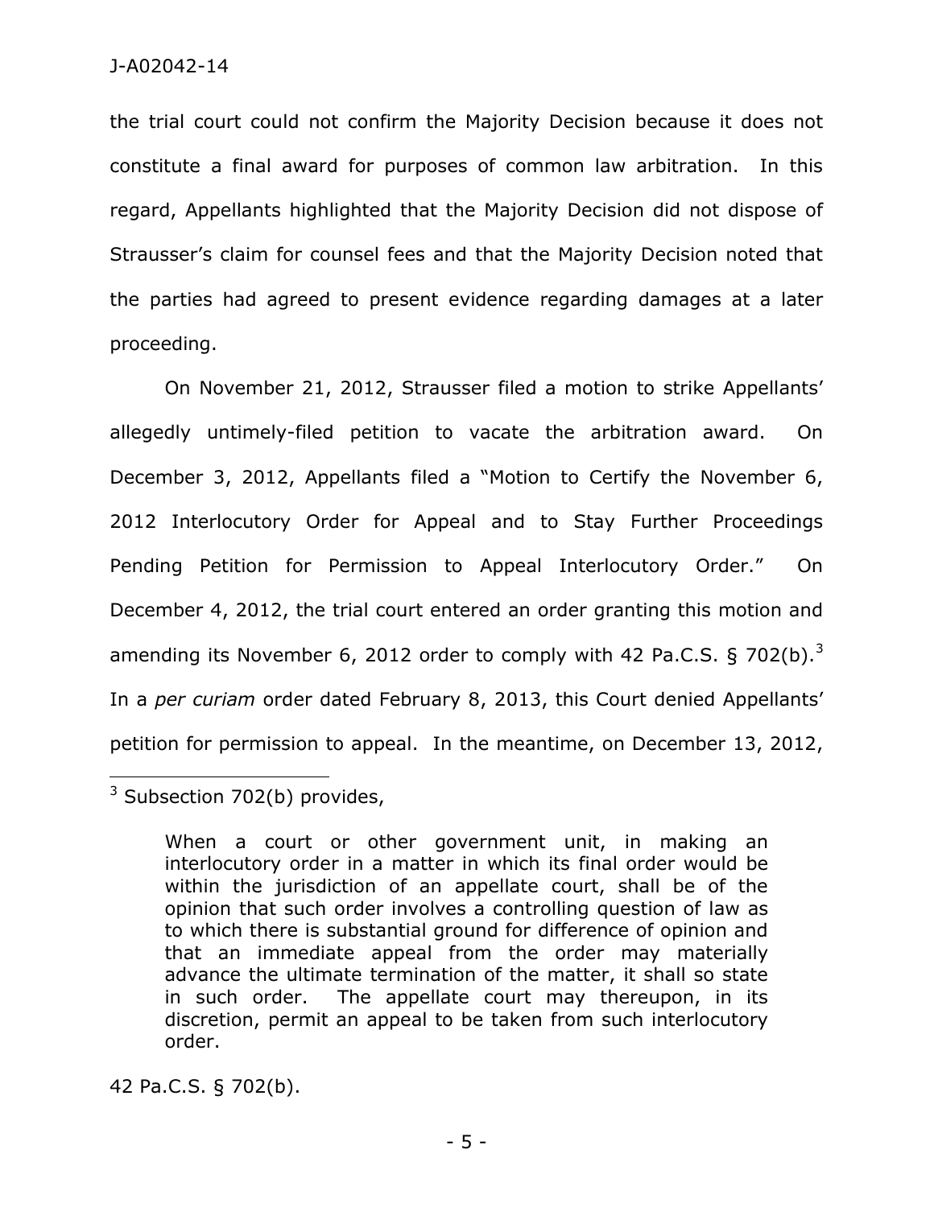the trial court could not confirm the Majority Decision because it does not constitute a final award for purposes of common law arbitration. In this regard, Appellants highlighted that the Majority Decision did not dispose of Strausser's claim for counsel fees and that the Majority Decision noted that the parties had agreed to present evidence regarding damages at a later proceeding.

On November 21, 2012, Strausser filed a motion to strike Appellants' allegedly untimely-filed petition to vacate the arbitration award. On December 3, 2012, Appellants filed a "Motion to Certify the November 6, 2012 Interlocutory Order for Appeal and to Stay Further Proceedings Pending Petition for Permission to Appeal Interlocutory Order." On December 4, 2012, the trial court entered an order granting this motion and amending its November 6, 2012 order to comply with 42 Pa.C.S. § 702(b).[3] In a *per curiam* order dated February 8, 2013, this Court denied Appellants' petition for permission to appeal. In the meantime, on December 13, 2012,

---

[3] Subsection 702(b) provides,

> When a court or other government unit, in making an interlocutory order in a matter in which its final order would be within the jurisdiction of an appellate court, shall be of the opinion that such order involves a controlling question of law as to which there is substantial ground for difference of opinion and that an immediate appeal from the order may materially advance the ultimate termination of the matter, it shall so state in such order. The appellate court may thereupon, in its discretion, permit an appeal to be taken from such interlocutory order.

42 Pa.C.S. § 702(b).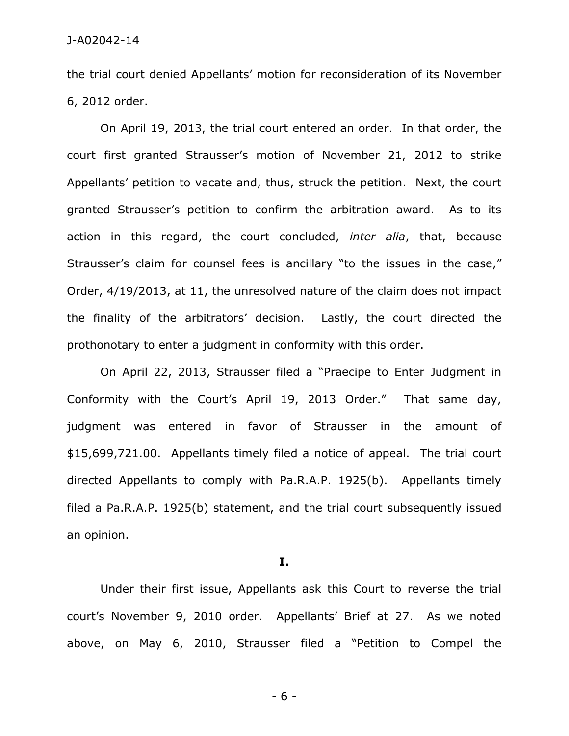the trial court denied Appellants' motion for reconsideration of its November 6, 2012 order.

On April 19, 2013, the trial court entered an order. In that order, the court first granted Strausser's motion of November 21, 2012 to strike Appellants' petition to vacate and, thus, struck the petition. Next, the court granted Strausser's petition to confirm the arbitration award. As to its action in this regard, the court concluded, *inter alia*, that, because Strausser's claim for counsel fees is ancillary "to the issues in the case," Order, 4/19/2013, at 11, the unresolved nature of the claim does not impact the finality of the arbitrators' decision. Lastly, the court directed the prothonotary to enter a judgment in conformity with this order.

On April 22, 2013, Strausser filed a "Praecipe to Enter Judgment in Conformity with the Court's April 19, 2013 Order." That same day, judgment was entered in favor of Strausser in the amount of $15,699,721.00. Appellants timely filed a notice of appeal. The trial court directed Appellants to comply with Pa.R.A.P. 1925(b). Appellants timely filed a Pa.R.A.P. 1925(b) statement, and the trial court subsequently issued an opinion.

**I.**

Under their first issue, Appellants ask this Court to reverse the trial court's November 9, 2010 order. Appellants' Brief at 27. As we noted above, on May 6, 2010, Strausser filed a "Petition to Compel the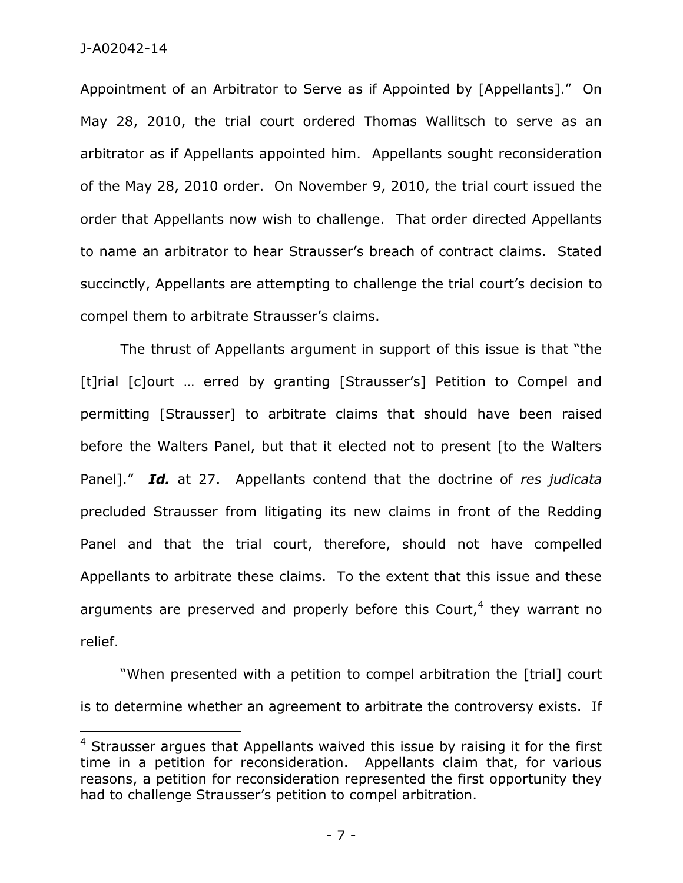Appointment of an Arbitrator to Serve as if Appointed by [Appellants]." On May 28, 2010, the trial court ordered Thomas Wallitsch to serve as an arbitrator as if Appellants appointed him. Appellants sought reconsideration of the May 28, 2010 order. On November 9, 2010, the trial court issued the order that Appellants now wish to challenge. That order directed Appellants to name an arbitrator to hear Strausser's breach of contract claims. Stated succinctly, Appellants are attempting to challenge the trial court's decision to compel them to arbitrate Strausser's claims.

The thrust of Appellants argument in support of this issue is that "the [t]rial [c]ourt … erred by granting [Strausser's] Petition to Compel and permitting [Strausser] to arbitrate claims that should have been raised before the Walters Panel, but that it elected not to present [to the Walters Panel]." ***Id.*** at 27. Appellants contend that the doctrine of *res judicata* precluded Strausser from litigating its new claims in front of the Redding Panel and that the trial court, therefore, should not have compelled Appellants to arbitrate these claims. To the extent that this issue and these arguments are preserved and properly before this Court,[4] they warrant no relief.

"When presented with a petition to compel arbitration the [trial] court is to determine whether an agreement to arbitrate the controversy exists. If

[4] Strausser argues that Appellants waived this issue by raising it for the first time in a petition for reconsideration. Appellants claim that, for various reasons, a petition for reconsideration represented the first opportunity they had to challenge Strausser's petition to compel arbitration.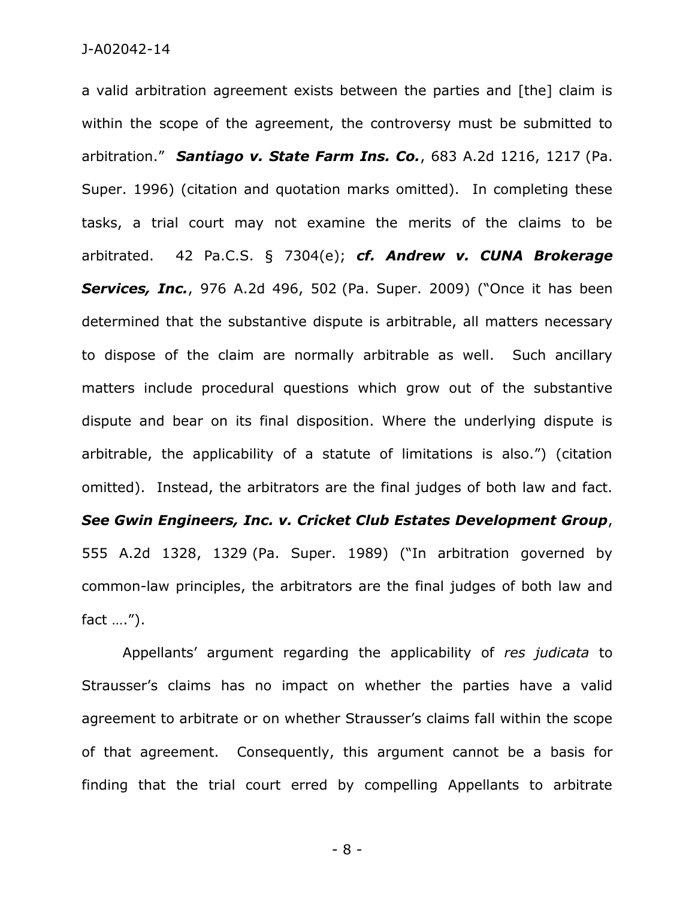a valid arbitration agreement exists between the parties and [the] claim is within the scope of the agreement, the controversy must be submitted to arbitration." ***Santiago v. State Farm Ins. Co.***, 683 A.2d 1216, 1217 (Pa. Super. 1996) (citation and quotation marks omitted). In completing these tasks, a trial court may not examine the merits of the claims to be arbitrated. 42 Pa.C.S. § 7304(e); ***cf. Andrew v. CUNA Brokerage Services, Inc.***, 976 A.2d 496, 502 (Pa. Super. 2009) ("Once it has been determined that the substantive dispute is arbitrable, all matters necessary to dispose of the claim are normally arbitrable as well. Such ancillary matters include procedural questions which grow out of the substantive dispute and bear on its final disposition. Where the underlying dispute is arbitrable, the applicability of a statute of limitations is also.") (citation omitted). Instead, the arbitrators are the final judges of both law and fact. ***See Gwin Engineers, Inc. v. Cricket Club Estates Development Group***, 555 A.2d 1328, 1329 (Pa. Super. 1989) ("In arbitration governed by common-law principles, the arbitrators are the final judges of both law and fact ….").

Appellants' argument regarding the applicability of *res judicata* to Strausser's claims has no impact on whether the parties have a valid agreement to arbitrate or on whether Strausser's claims fall within the scope of that agreement. Consequently, this argument cannot be a basis for finding that the trial court erred by compelling Appellants to arbitrate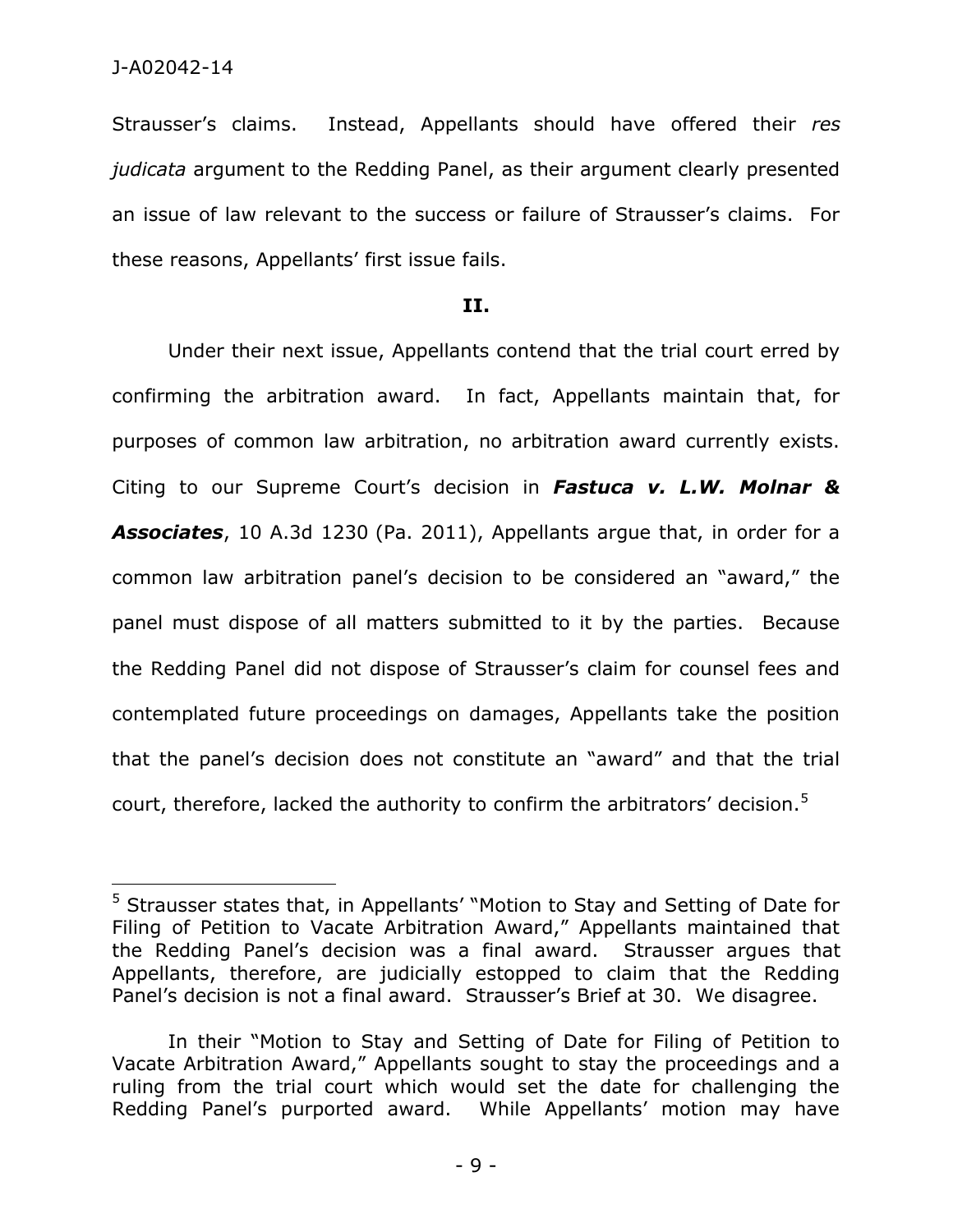Strausser's claims. Instead, Appellants should have offered their *res judicata* argument to the Redding Panel, as their argument clearly presented an issue of law relevant to the success or failure of Strausser's claims. For these reasons, Appellants' first issue fails.

**II.**

Under their next issue, Appellants contend that the trial court erred by confirming the arbitration award. In fact, Appellants maintain that, for purposes of common law arbitration, no arbitration award currently exists. Citing to our Supreme Court's decision in ***Fastuca v. L.W. Molnar & Associates***, 10 A.3d 1230 (Pa. 2011), Appellants argue that, in order for a common law arbitration panel's decision to be considered an "award," the panel must dispose of all matters submitted to it by the parties. Because the Redding Panel did not dispose of Strausser's claim for counsel fees and contemplated future proceedings on damages, Appellants take the position that the panel's decision does not constitute an "award" and that the trial court, therefore, lacked the authority to confirm the arbitrators' decision.[5]

---

[5] Strausser states that, in Appellants' "Motion to Stay and Setting of Date for Filing of Petition to Vacate Arbitration Award," Appellants maintained that the Redding Panel's decision was a final award. Strausser argues that Appellants, therefore, are judicially estopped to claim that the Redding Panel's decision is not a final award. Strausser's Brief at 30. We disagree.

In their "Motion to Stay and Setting of Date for Filing of Petition to Vacate Arbitration Award," Appellants sought to stay the proceedings and a ruling from the trial court which would set the date for challenging the Redding Panel's purported award. While Appellants' motion may have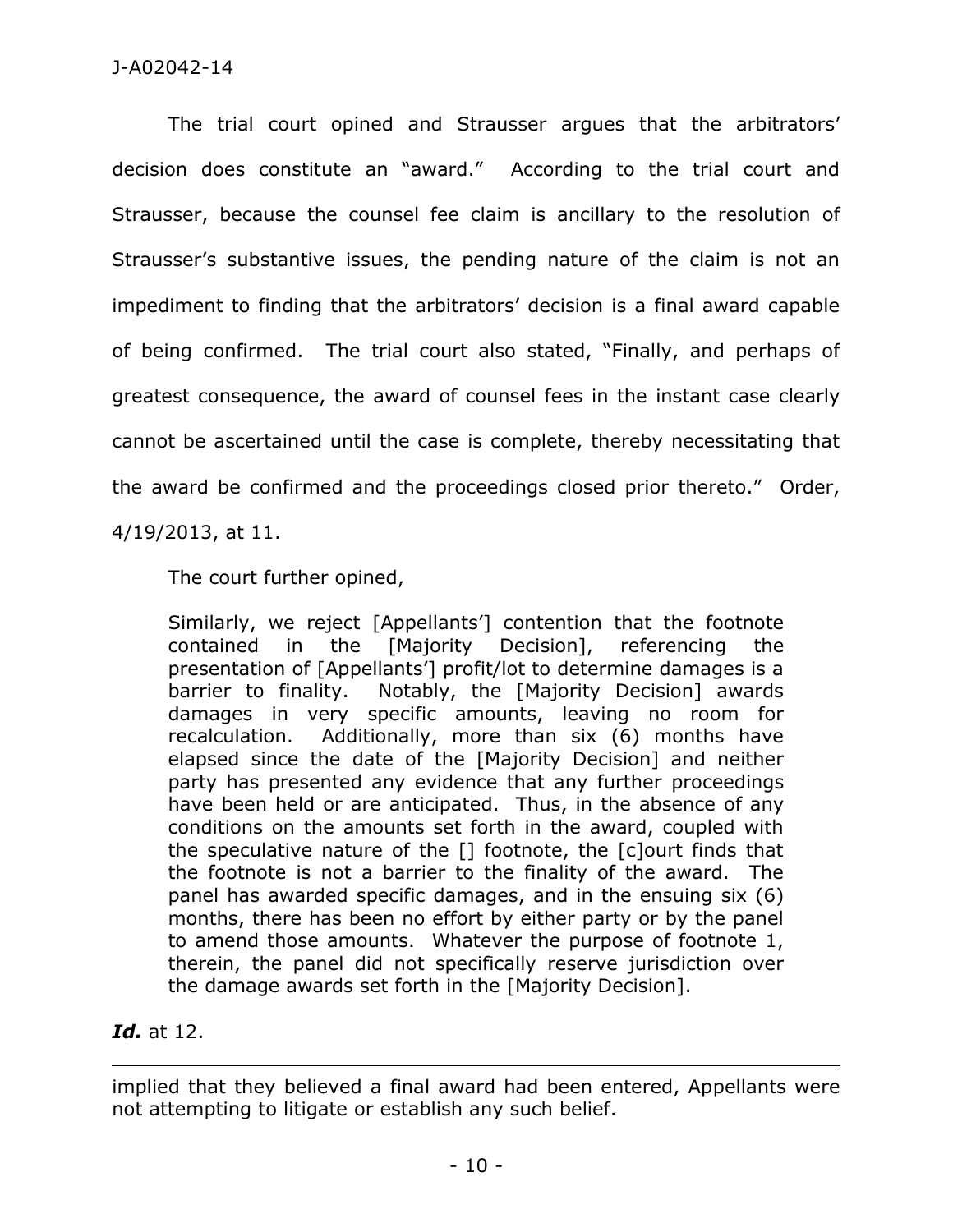The trial court opined and Strausser argues that the arbitrators' decision does constitute an "award." According to the trial court and Strausser, because the counsel fee claim is ancillary to the resolution of Strausser's substantive issues, the pending nature of the claim is not an impediment to finding that the arbitrators' decision is a final award capable of being confirmed. The trial court also stated, "Finally, and perhaps of greatest consequence, the award of counsel fees in the instant case clearly cannot be ascertained until the case is complete, thereby necessitating that the award be confirmed and the proceedings closed prior thereto." Order, 4/19/2013, at 11.

The court further opined,

> Similarly, we reject [Appellants'] contention that the footnote contained in the [Majority Decision], referencing the presentation of [Appellants'] profit/lot to determine damages is a barrier to finality. Notably, the [Majority Decision] awards damages in very specific amounts, leaving no room for recalculation. Additionally, more than six (6) months have elapsed since the date of the [Majority Decision] and neither party has presented any evidence that any further proceedings have been held or are anticipated. Thus, in the absence of any conditions on the amounts set forth in the award, coupled with the speculative nature of the [] footnote, the [c]ourt finds that the footnote is not a barrier to the finality of the award. The panel has awarded specific damages, and in the ensuing six (6) months, there has been no effort by either party or by the panel to amend those amounts. Whatever the purpose of footnote 1, therein, the panel did not specifically reserve jurisdiction over the damage awards set forth in the [Majority Decision].

***Id.*** at 12.

---

implied that they believed a final award had been entered, Appellants were not attempting to litigate or establish any such belief.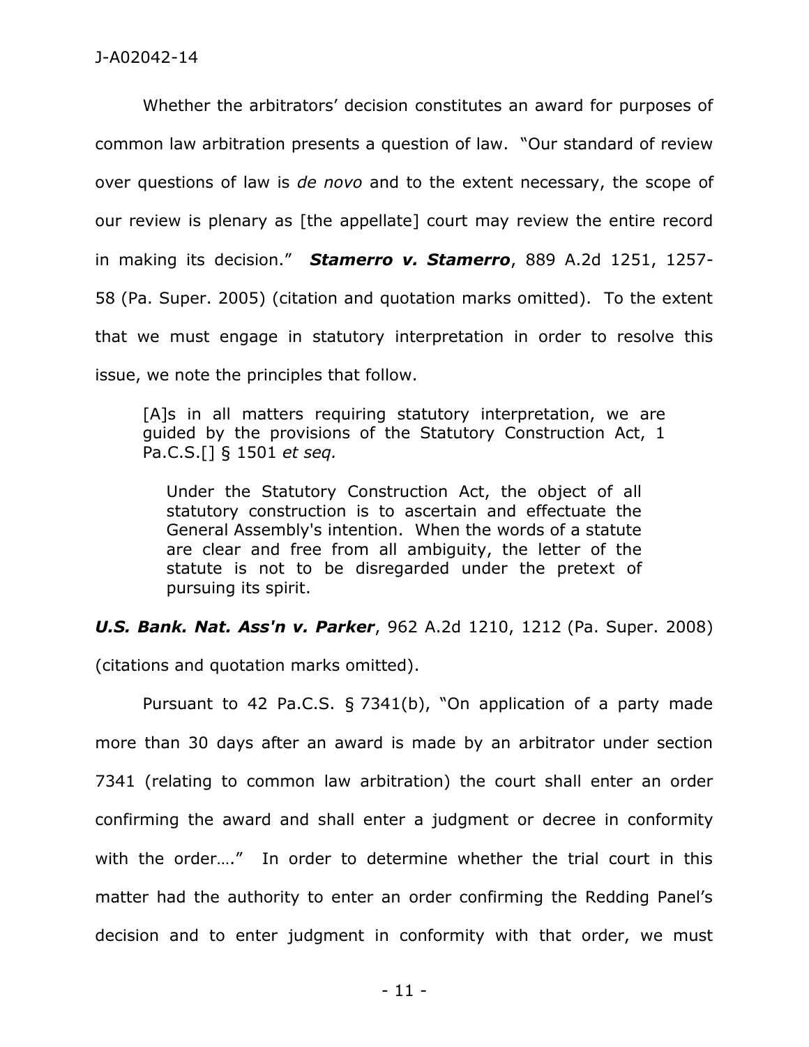Whether the arbitrators' decision constitutes an award for purposes of common law arbitration presents a question of law. "Our standard of review over questions of law is *de novo* and to the extent necessary, the scope of our review is plenary as [the appellate] court may review the entire record in making its decision." ***Stamerro v. Stamerro***, 889 A.2d 1251, 1257-58 (Pa. Super. 2005) (citation and quotation marks omitted). To the extent that we must engage in statutory interpretation in order to resolve this issue, we note the principles that follow.

> [A]s in all matters requiring statutory interpretation, we are guided by the provisions of the Statutory Construction Act, 1 Pa.C.S.[] § 1501 *et seq.*
>
> > Under the Statutory Construction Act, the object of all statutory construction is to ascertain and effectuate the General Assembly's intention. When the words of a statute are clear and free from all ambiguity, the letter of the statute is not to be disregarded under the pretext of pursuing its spirit.

***U.S. Bank. Nat. Ass'n v. Parker***, 962 A.2d 1210, 1212 (Pa. Super. 2008) (citations and quotation marks omitted).

Pursuant to 42 Pa.C.S. § 7341(b), "On application of a party made more than 30 days after an award is made by an arbitrator under section 7341 (relating to common law arbitration) the court shall enter an order confirming the award and shall enter a judgment or decree in conformity with the order…." In order to determine whether the trial court in this matter had the authority to enter an order confirming the Redding Panel's decision and to enter judgment in conformity with that order, we must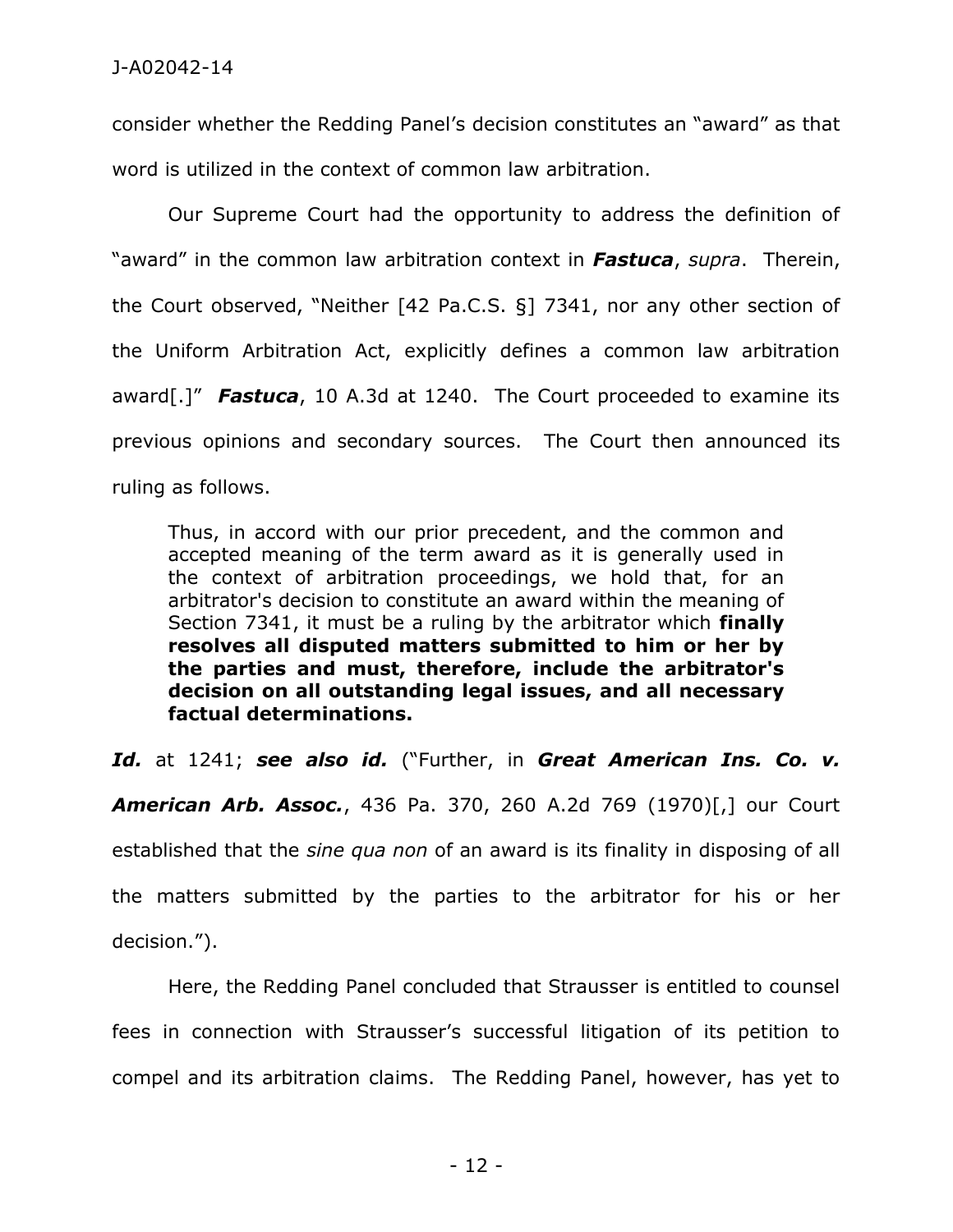consider whether the Redding Panel's decision constitutes an "award" as that word is utilized in the context of common law arbitration.

Our Supreme Court had the opportunity to address the definition of "award" in the common law arbitration context in ***Fastuca***, *supra*. Therein, the Court observed, "Neither [42 Pa.C.S. §] 7341, nor any other section of the Uniform Arbitration Act, explicitly defines a common law arbitration award[.]" ***Fastuca***, 10 A.3d at 1240. The Court proceeded to examine its previous opinions and secondary sources. The Court then announced its ruling as follows.

> Thus, in accord with our prior precedent, and the common and accepted meaning of the term award as it is generally used in the context of arbitration proceedings, we hold that, for an arbitrator's decision to constitute an award within the meaning of Section 7341, it must be a ruling by the arbitrator which **finally resolves all disputed matters submitted to him or her by the parties and must, therefore, include the arbitrator's decision on all outstanding legal issues, and all necessary factual determinations.**

***Id.*** at 1241; ***see also id.*** ("Further, in ***Great American Ins. Co. v. American Arb. Assoc.***, 436 Pa. 370, 260 A.2d 769 (1970)[,] our Court established that the *sine qua non* of an award is its finality in disposing of all the matters submitted by the parties to the arbitrator for his or her decision.").

Here, the Redding Panel concluded that Strausser is entitled to counsel fees in connection with Strausser's successful litigation of its petition to compel and its arbitration claims. The Redding Panel, however, has yet to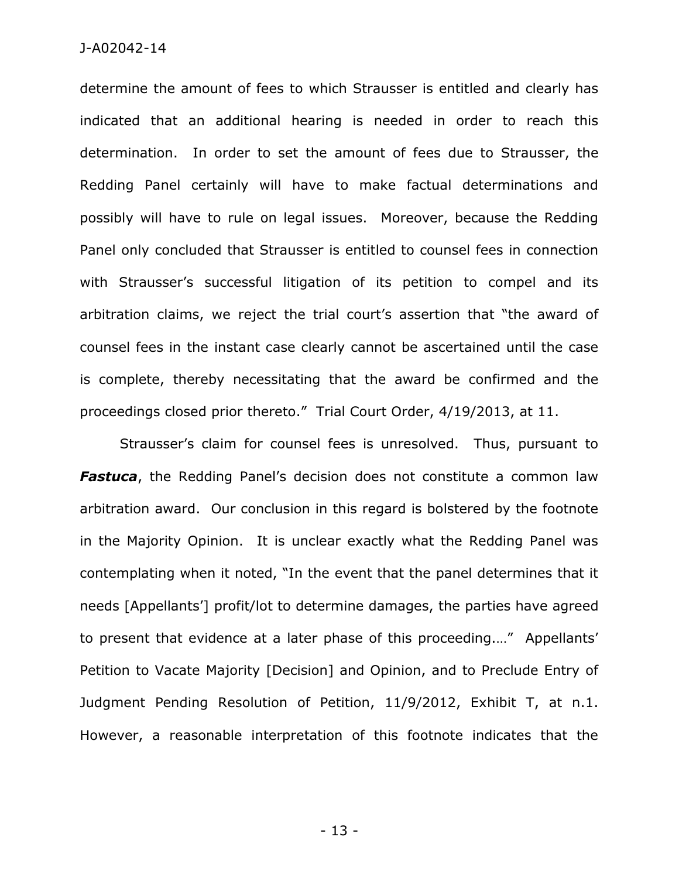determine the amount of fees to which Strausser is entitled and clearly has indicated that an additional hearing is needed in order to reach this determination. In order to set the amount of fees due to Strausser, the Redding Panel certainly will have to make factual determinations and possibly will have to rule on legal issues. Moreover, because the Redding Panel only concluded that Strausser is entitled to counsel fees in connection with Strausser's successful litigation of its petition to compel and its arbitration claims, we reject the trial court's assertion that "the award of counsel fees in the instant case clearly cannot be ascertained until the case is complete, thereby necessitating that the award be confirmed and the proceedings closed prior thereto." Trial Court Order, 4/19/2013, at 11.

Strausser's claim for counsel fees is unresolved. Thus, pursuant to ***Fastuca***, the Redding Panel's decision does not constitute a common law arbitration award. Our conclusion in this regard is bolstered by the footnote in the Majority Opinion. It is unclear exactly what the Redding Panel was contemplating when it noted, "In the event that the panel determines that it needs [Appellants'] profit/lot to determine damages, the parties have agreed to present that evidence at a later phase of this proceeding.…" Appellants' Petition to Vacate Majority [Decision] and Opinion, and to Preclude Entry of Judgment Pending Resolution of Petition, 11/9/2012, Exhibit T, at n.1. However, a reasonable interpretation of this footnote indicates that the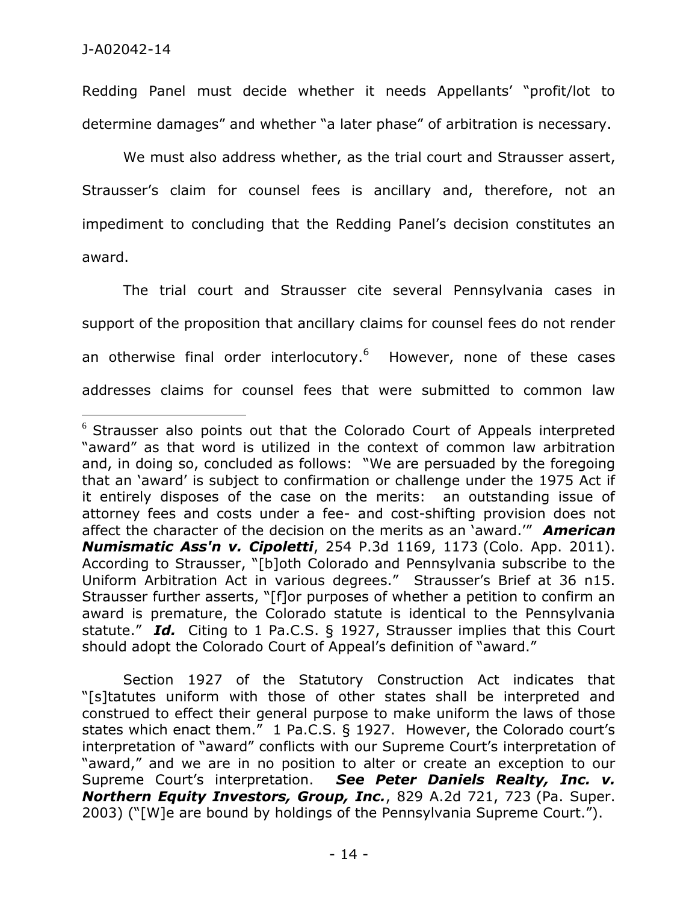Redding Panel must decide whether it needs Appellants' "profit/lot to determine damages" and whether "a later phase" of arbitration is necessary.

We must also address whether, as the trial court and Strausser assert, Strausser's claim for counsel fees is ancillary and, therefore, not an impediment to concluding that the Redding Panel's decision constitutes an award.

The trial court and Strausser cite several Pennsylvania cases in support of the proposition that ancillary claims for counsel fees do not render an otherwise final order interlocutory.[6] However, none of these cases addresses claims for counsel fees that were submitted to common law

---

[6] Strausser also points out that the Colorado Court of Appeals interpreted "award" as that word is utilized in the context of common law arbitration and, in doing so, concluded as follows: "We are persuaded by the foregoing that an 'award' is subject to confirmation or challenge under the 1975 Act if it entirely disposes of the case on the merits: an outstanding issue of attorney fees and costs under a fee- and cost-shifting provision does not affect the character of the decision on the merits as an 'award.'" ***American Numismatic Ass'n v. Cipoletti***, 254 P.3d 1169, 1173 (Colo. App. 2011). According to Strausser, "[b]oth Colorado and Pennsylvania subscribe to the Uniform Arbitration Act in various degrees." Strausser's Brief at 36 n15. Strausser further asserts, "[f]or purposes of whether a petition to confirm an award is premature, the Colorado statute is identical to the Pennsylvania statute." ***Id.*** Citing to 1 Pa.C.S. § 1927, Strausser implies that this Court should adopt the Colorado Court of Appeal's definition of "award."

Section 1927 of the Statutory Construction Act indicates that "[s]tatutes uniform with those of other states shall be interpreted and construed to effect their general purpose to make uniform the laws of those states which enact them." 1 Pa.C.S. § 1927. However, the Colorado court's interpretation of "award" conflicts with our Supreme Court's interpretation of "award," and we are in no position to alter or create an exception to our Supreme Court's interpretation. ***See Peter Daniels Realty, Inc. v. Northern Equity Investors, Group, Inc.***, 829 A.2d 721, 723 (Pa. Super. 2003) ("[W]e are bound by holdings of the Pennsylvania Supreme Court.").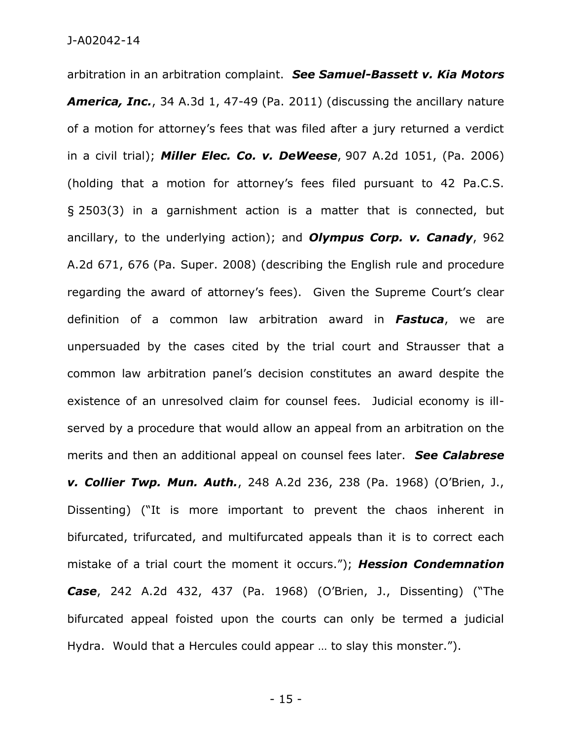arbitration in an arbitration complaint. ***See Samuel-Bassett v. Kia Motors America, Inc.***, 34 A.3d 1, 47-49 (Pa. 2011) (discussing the ancillary nature of a motion for attorney's fees that was filed after a jury returned a verdict in a civil trial); ***Miller Elec. Co. v. DeWeese***, 907 A.2d 1051, (Pa. 2006) (holding that a motion for attorney's fees filed pursuant to 42 Pa.C.S. § 2503(3) in a garnishment action is a matter that is connected, but ancillary, to the underlying action); and ***Olympus Corp. v. Canady***, 962 A.2d 671, 676 (Pa. Super. 2008) (describing the English rule and procedure regarding the award of attorney's fees). Given the Supreme Court's clear definition of a common law arbitration award in ***Fastuca***, we are unpersuaded by the cases cited by the trial court and Strausser that a common law arbitration panel's decision constitutes an award despite the existence of an unresolved claim for counsel fees. Judicial economy is ill-served by a procedure that would allow an appeal from an arbitration on the merits and then an additional appeal on counsel fees later. ***See Calabrese v. Collier Twp. Mun. Auth.***, 248 A.2d 236, 238 (Pa. 1968) (O'Brien, J., Dissenting) ("It is more important to prevent the chaos inherent in bifurcated, trifurcated, and multifurcated appeals than it is to correct each mistake of a trial court the moment it occurs."); ***Hession Condemnation Case***, 242 A.2d 432, 437 (Pa. 1968) (O'Brien, J., Dissenting) ("The bifurcated appeal foisted upon the courts can only be termed a judicial Hydra. Would that a Hercules could appear … to slay this monster.").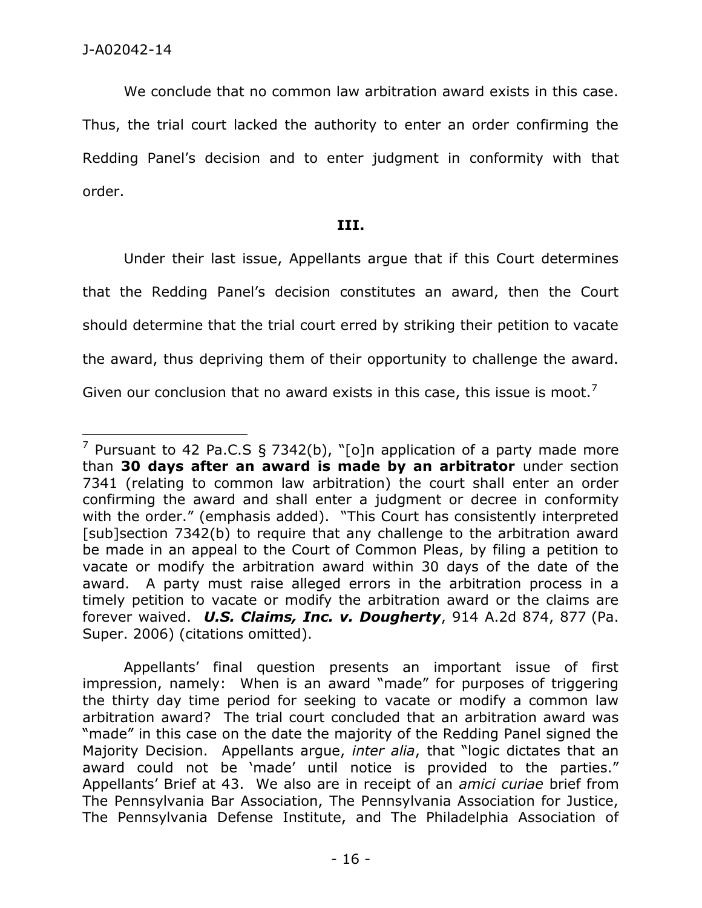We conclude that no common law arbitration award exists in this case. Thus, the trial court lacked the authority to enter an order confirming the Redding Panel's decision and to enter judgment in conformity with that order.

### III.

Under their last issue, Appellants argue that if this Court determines that the Redding Panel's decision constitutes an award, then the Court should determine that the trial court erred by striking their petition to vacate the award, thus depriving them of their opportunity to challenge the award. Given our conclusion that no award exists in this case, this issue is moot.[7]

---

[7] Pursuant to 42 Pa.C.S § 7342(b), "[o]n application of a party made more than **30 days after an award is made by an arbitrator** under section 7341 (relating to common law arbitration) the court shall enter an order confirming the award and shall enter a judgment or decree in conformity with the order." (emphasis added). "This Court has consistently interpreted [sub]section 7342(b) to require that any challenge to the arbitration award be made in an appeal to the Court of Common Pleas, by filing a petition to vacate or modify the arbitration award within 30 days of the date of the award. A party must raise alleged errors in the arbitration process in a timely petition to vacate or modify the arbitration award or the claims are forever waived. ***U.S. Claims, Inc. v. Dougherty***, 914 A.2d 874, 877 (Pa. Super. 2006) (citations omitted).

Appellants' final question presents an important issue of first impression, namely: When is an award "made" for purposes of triggering the thirty day time period for seeking to vacate or modify a common law arbitration award? The trial court concluded that an arbitration award was "made" in this case on the date the majority of the Redding Panel signed the Majority Decision. Appellants argue, *inter alia*, that "logic dictates that an award could not be 'made' until notice is provided to the parties." Appellants' Brief at 43. We also are in receipt of an *amici curiae* brief from The Pennsylvania Bar Association, The Pennsylvania Association for Justice, The Pennsylvania Defense Institute, and The Philadelphia Association of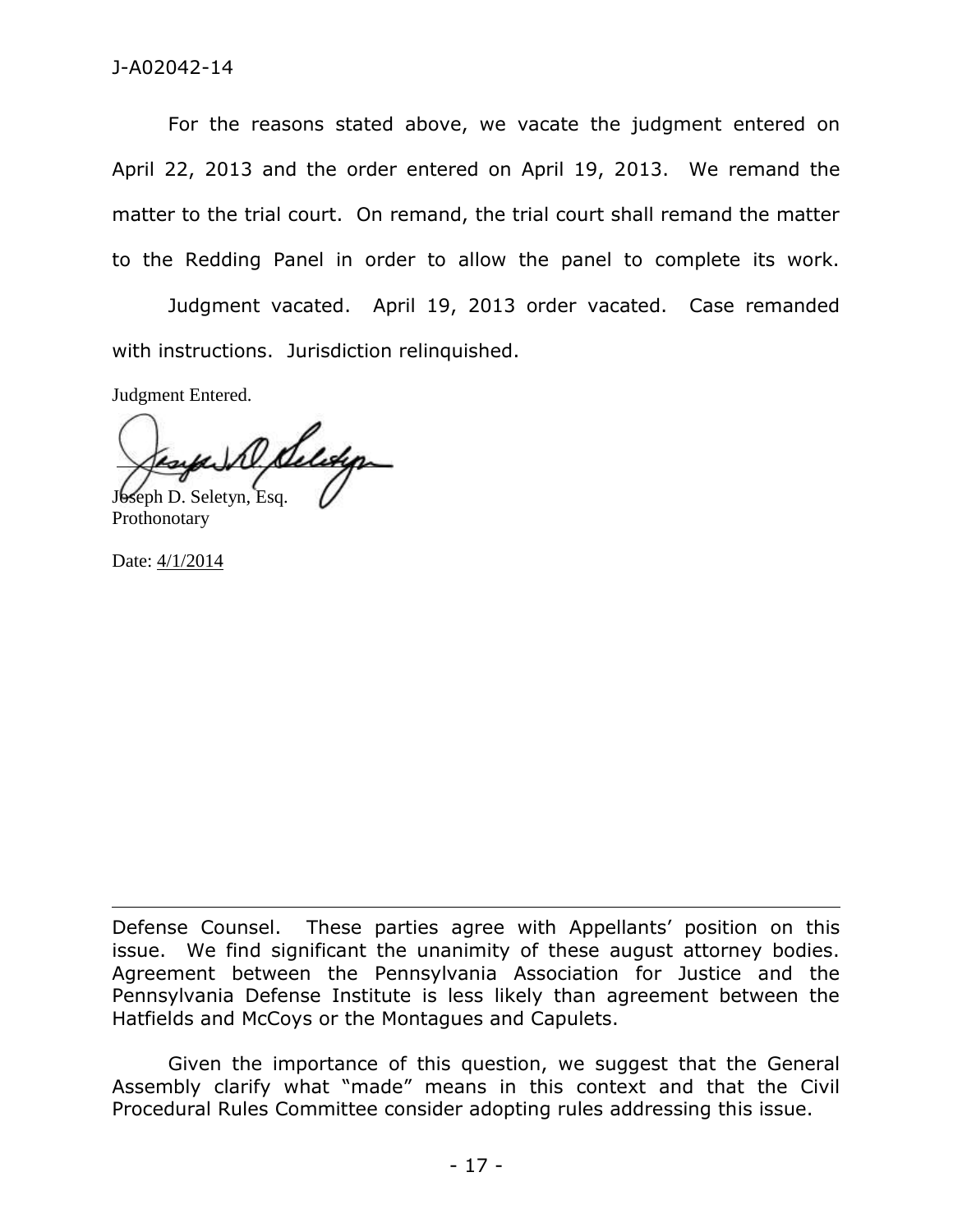For the reasons stated above, we vacate the judgment entered on April 22, 2013 and the order entered on April 19, 2013. We remand the matter to the trial court. On remand, the trial court shall remand the matter to the Redding Panel in order to allow the panel to complete its work.

Judgment vacated. April 19, 2013 order vacated. Case remanded with instructions. Jurisdiction relinquished.

Judgment Entered.

Joseph D. Seletyn, Esq.
Prothonotary

Date: 4/1/2014

---

Defense Counsel. These parties agree with Appellants' position on this issue. We find significant the unanimity of these august attorney bodies. Agreement between the Pennsylvania Association for Justice and the Pennsylvania Defense Institute is less likely than agreement between the Hatfields and McCoys or the Montagues and Capulets.

Given the importance of this question, we suggest that the General Assembly clarify what "made" means in this context and that the Civil Procedural Rules Committee consider adopting rules addressing this issue.